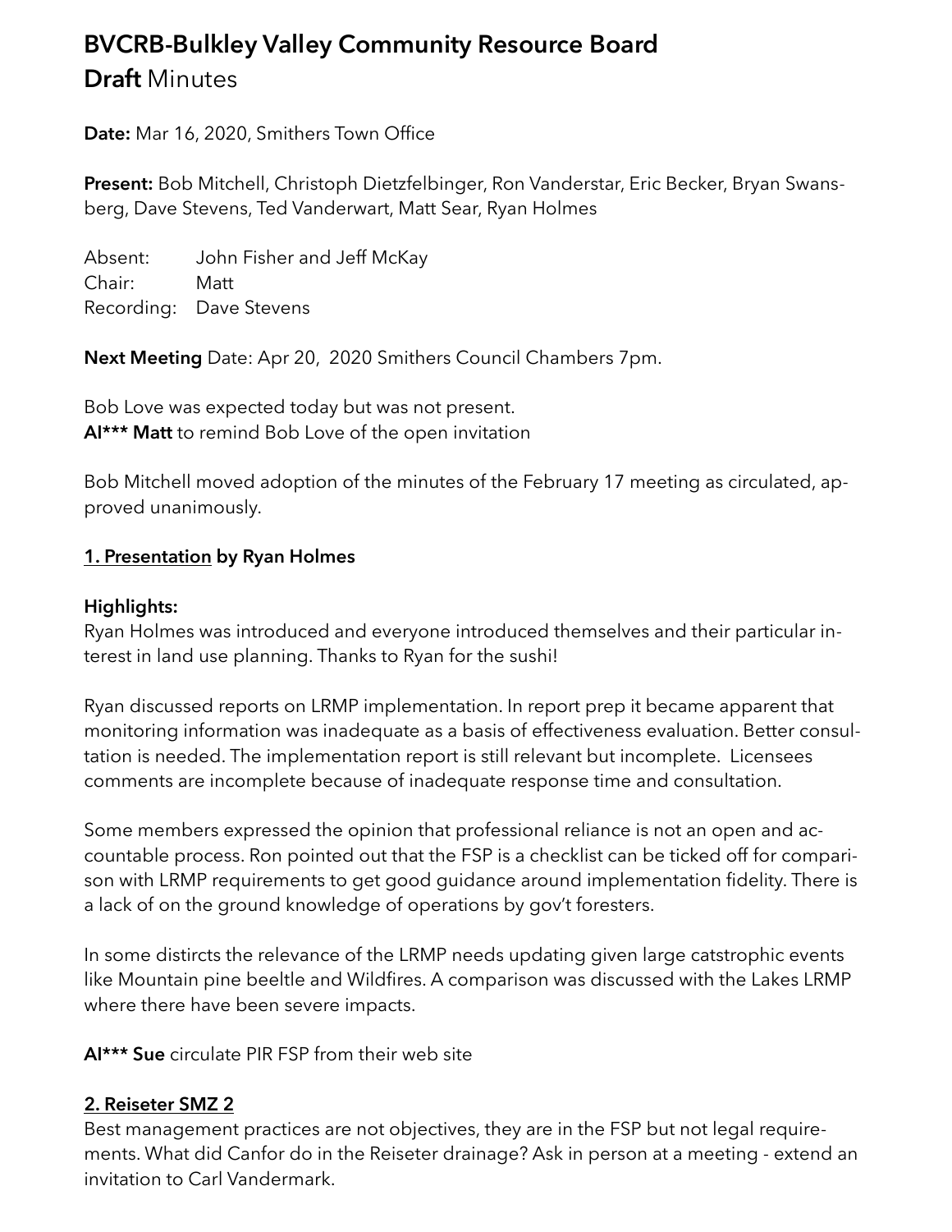# BVCRB-Bulkley Valley Community Resource Board
## **Draft** Minutes

**Date:** Mar 16, 2020, Smithers Town Office

**Present:** Bob Mitchell, Christoph Dietzfelbinger, Ron Vanderstar, Eric Becker, Bryan Swansberg, Dave Stevens, Ted Vanderwart, Matt Sear, Ryan Holmes

Absent: John Fisher and Jeff McKay
Chair: Matt
Recording: Dave Stevens

**Next Meeting** Date: Apr 20, 2020 Smithers Council Chambers 7pm.

Bob Love was expected today but was not present.
**AI*** Matt** to remind Bob Love of the open invitation

Bob Mitchell moved adoption of the minutes of the February 17 meeting as circulated, approved unanimously.

**<u>1. Presentation</u> by Ryan Holmes**

**Highlights:**
Ryan Holmes was introduced and everyone introduced themselves and their particular interest in land use planning. Thanks to Ryan for the sushi!

Ryan discussed reports on LRMP implementation. In report prep it became apparent that monitoring information was inadequate as a basis of effectiveness evaluation. Better consultation is needed. The implementation report is still relevant but incomplete. Licensees comments are incomplete because of inadequate response time and consultation.

Some members expressed the opinion that professional reliance is not an open and accountable process. Ron pointed out that the FSP is a checklist can be ticked off for comparison with LRMP requirements to get good guidance around implementation fidelity. There is a lack of on the ground knowledge of operations by gov't foresters.

In some distircts the relevance of the LRMP needs updating given large catstrophic events like Mountain pine beeltle and Wildfires. A comparison was discussed with the Lakes LRMP where there have been severe impacts.

**AI*** Sue** circulate PIR FSP from their web site

**<u>2. Reiseter SMZ 2</u>**
Best management practices are not objectives, they are in the FSP but not legal requirements. What did Canfor do in the Reiseter drainage? Ask in person at a meeting - extend an invitation to Carl Vandermark.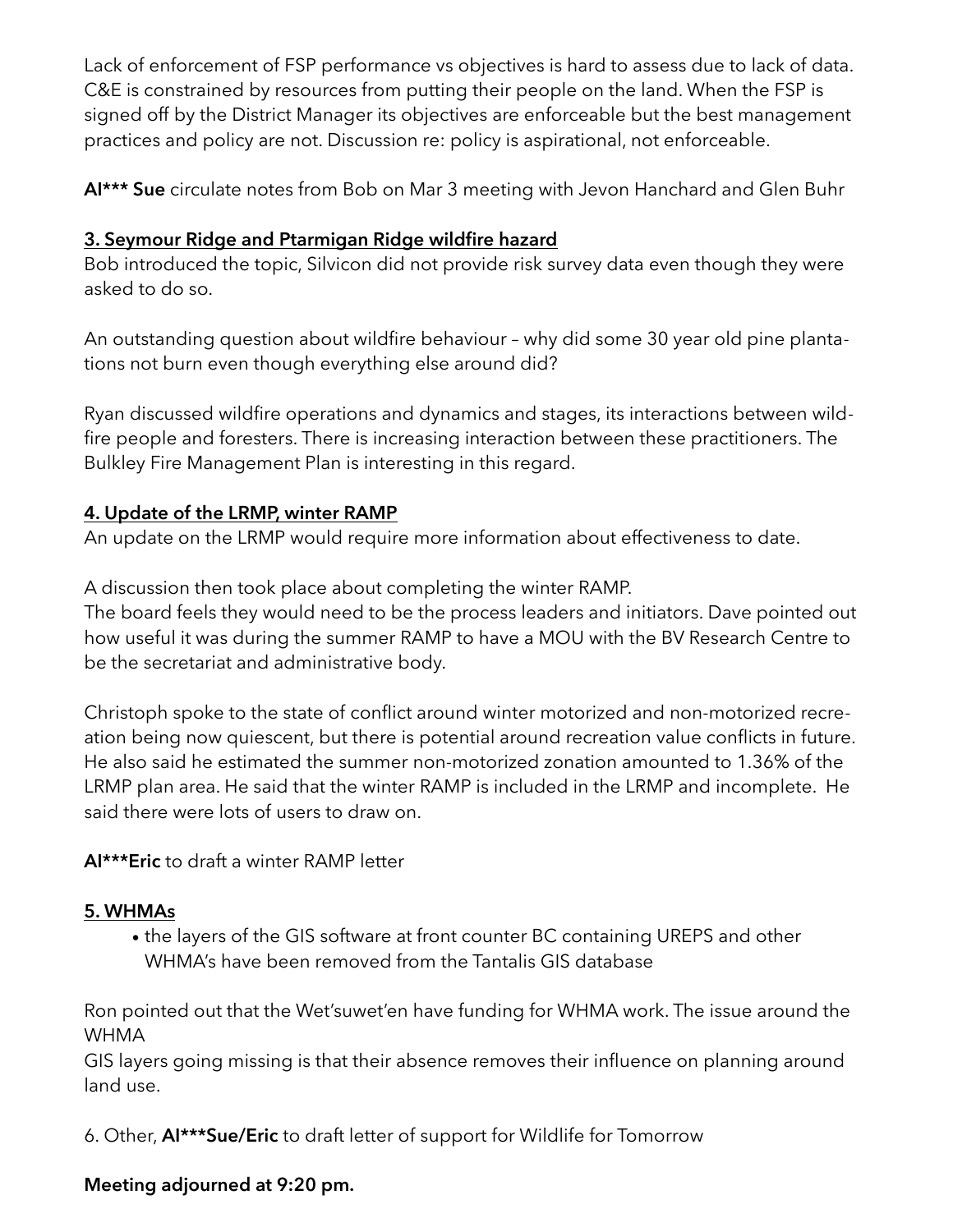Lack of enforcement of FSP performance vs objectives is hard to assess due to lack of data. C&E is constrained by resources from putting their people on the land. When the FSP is signed off by the District Manager its objectives are enforceable but the best management practices and policy are not. Discussion re: policy is aspirational, not enforceable.

**AI*** Sue** circulate notes from Bob on Mar 3 meeting with Jevon Hanchard and Glen Buhr

**3. Seymour Ridge and Ptarmigan Ridge wildfire hazard**

Bob introduced the topic, Silvicon did not provide risk survey data even though they were asked to do so.

An outstanding question about wildfire behaviour – why did some 30 year old pine plantations not burn even though everything else around did?

Ryan discussed wildfire operations and dynamics and stages, its interactions between wildfire people and foresters. There is increasing interaction between these practitioners. The Bulkley Fire Management Plan is interesting in this regard.

**4. Update of the LRMP, winter RAMP**

An update on the LRMP would require more information about effectiveness to date.

A discussion then took place about completing the winter RAMP.
The board feels they would need to be the process leaders and initiators. Dave pointed out how useful it was during the summer RAMP to have a MOU with the BV Research Centre to be the secretariat and administrative body.

Christoph spoke to the state of conflict around winter motorized and non-motorized recreation being now quiescent, but there is potential around recreation value conflicts in future. He also said he estimated the summer non-motorized zonation amounted to 1.36% of the LRMP plan area. He said that the winter RAMP is included in the LRMP and incomplete. He said there were lots of users to draw on.

**AI***Eric** to draft a winter RAMP letter

**5. WHMAs**

- the layers of the GIS software at front counter BC containing UREPS and other WHMA's have been removed from the Tantalis GIS database

Ron pointed out that the Wet'suwet'en have funding for WHMA work. The issue around the WHMA
GIS layers going missing is that their absence removes their influence on planning around land use.

6. Other, **AI***Sue/Eric** to draft letter of support for Wildlife for Tomorrow

**Meeting adjourned at 9:20 pm.**